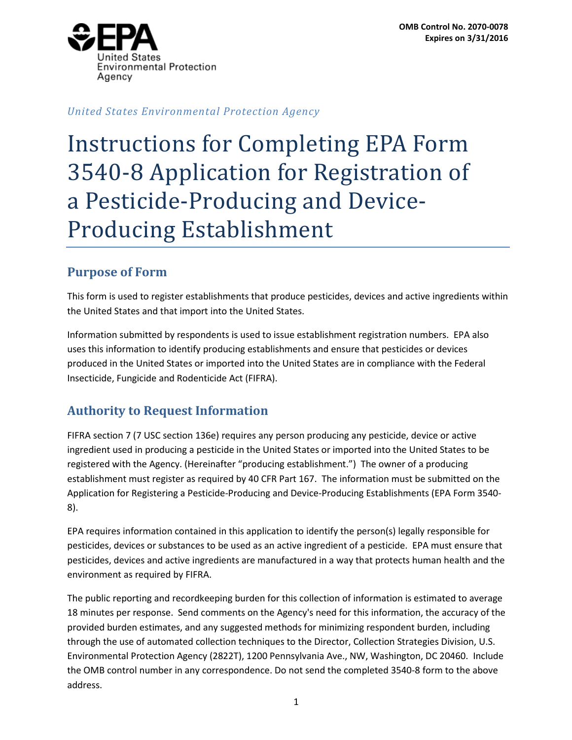OMB Control No. 2070-0078
Expires on 3/31/2016

United States Environmental Protection Agency

*United States Environmental Protection Agency*

# Instructions for Completing EPA Form 3540-8 Application for Registration of a Pesticide-Producing and Device-Producing Establishment

## Purpose of Form

This form is used to register establishments that produce pesticides, devices and active ingredients within the United States and that import into the United States.

Information submitted by respondents is used to issue establishment registration numbers. EPA also uses this information to identify producing establishments and ensure that pesticides or devices produced in the United States or imported into the United States are in compliance with the Federal Insecticide, Fungicide and Rodenticide Act (FIFRA).

## Authority to Request Information

FIFRA section 7 (7 USC section 136e) requires any person producing any pesticide, device or active ingredient used in producing a pesticide in the United States or imported into the United States to be registered with the Agency. (Hereinafter "producing establishment.") The owner of a producing establishment must register as required by 40 CFR Part 167. The information must be submitted on the Application for Registering a Pesticide-Producing and Device-Producing Establishments (EPA Form 3540-8).

EPA requires information contained in this application to identify the person(s) legally responsible for pesticides, devices or substances to be used as an active ingredient of a pesticide. EPA must ensure that pesticides, devices and active ingredients are manufactured in a way that protects human health and the environment as required by FIFRA.

The public reporting and recordkeeping burden for this collection of information is estimated to average 18 minutes per response. Send comments on the Agency's need for this information, the accuracy of the provided burden estimates, and any suggested methods for minimizing respondent burden, including through the use of automated collection techniques to the Director, Collection Strategies Division, U.S. Environmental Protection Agency (2822T), 1200 Pennsylvania Ave., NW, Washington, DC 20460. Include the OMB control number in any correspondence. Do not send the completed 3540-8 form to the above address.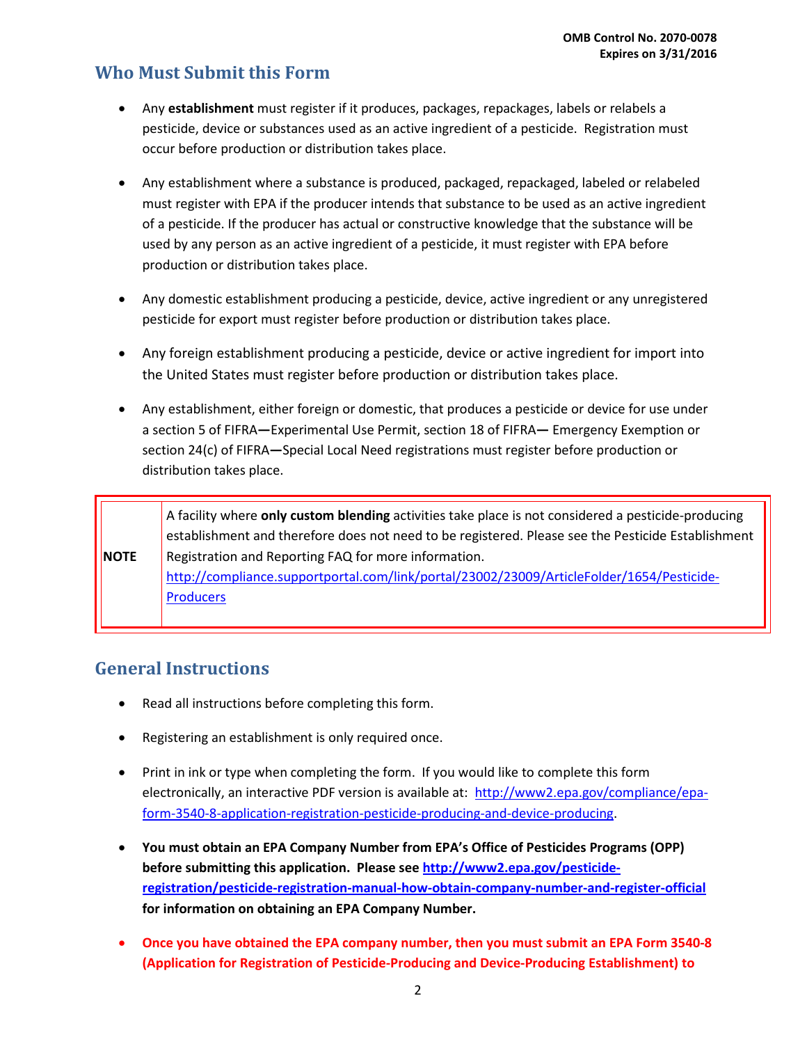## Who Must Submit this Form

- Any **establishment** must register if it produces, packages, repackages, labels or relabels a pesticide, device or substances used as an active ingredient of a pesticide. Registration must occur before production or distribution takes place.
- Any establishment where a substance is produced, packaged, repackaged, labeled or relabeled must register with EPA if the producer intends that substance to be used as an active ingredient of a pesticide. If the producer has actual or constructive knowledge that the substance will be used by any person as an active ingredient of a pesticide, it must register with EPA before production or distribution takes place.
- Any domestic establishment producing a pesticide, device, active ingredient or any unregistered pesticide for export must register before production or distribution takes place.
- Any foreign establishment producing a pesticide, device or active ingredient for import into the United States must register before production or distribution takes place.
- Any establishment, either foreign or domestic, that produces a pesticide or device for use under a section 5 of FIFRA—Experimental Use Permit, section 18 of FIFRA— Emergency Exemption or section 24(c) of FIFRA—Special Local Need registrations must register before production or distribution takes place.

| **NOTE** | A facility where **only custom blending** activities take place is not considered a pesticide-producing establishment and therefore does not need to be registered. Please see the Pesticide Establishment Registration and Reporting FAQ for more information. http://compliance.supportportal.com/link/portal/23002/23009/ArticleFolder/1654/Pesticide-Producers |
|---|---|

## General Instructions

- Read all instructions before completing this form.
- Registering an establishment is only required once.
- Print in ink or type when completing the form. If you would like to complete this form electronically, an interactive PDF version is available at: http://www2.epa.gov/compliance/epa-form-3540-8-application-registration-pesticide-producing-and-device-producing.
- **You must obtain an EPA Company Number from EPA's Office of Pesticides Programs (OPP) before submitting this application. Please see http://www2.epa.gov/pesticide-registration/pesticide-registration-manual-how-obtain-company-number-and-register-official for information on obtaining an EPA Company Number.**
- **Once you have obtained the EPA company number, then you must submit an EPA Form 3540-8 (Application for Registration of Pesticide-Producing and Device-Producing Establishment) to**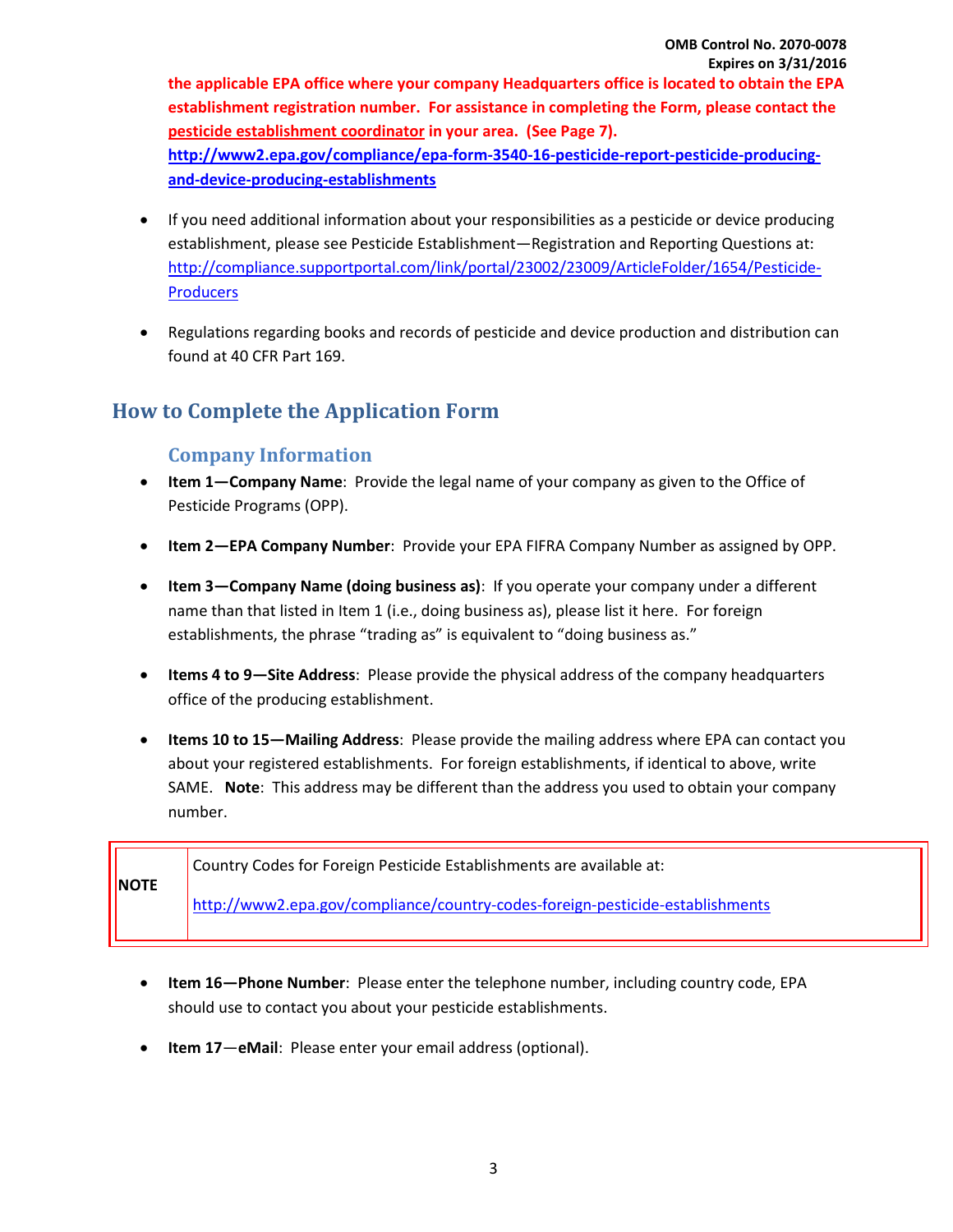**the applicable EPA office where your company Headquarters office is located to obtain the EPA establishment registration number. For assistance in completing the Form, please contact the pesticide establishment coordinator in your area. (See Page 7).**
**http://www2.epa.gov/compliance/epa-form-3540-16-pesticide-report-pesticide-producing-and-device-producing-establishments**

- If you need additional information about your responsibilities as a pesticide or device producing establishment, please see Pesticide Establishment—Registration and Reporting Questions at: http://compliance.supportportal.com/link/portal/23002/23009/ArticleFolder/1654/Pesticide-Producers

- Regulations regarding books and records of pesticide and device production and distribution can found at 40 CFR Part 169.

## How to Complete the Application Form

### Company Information

- **Item 1—Company Name**: Provide the legal name of your company as given to the Office of Pesticide Programs (OPP).

- **Item 2—EPA Company Number**: Provide your EPA FIFRA Company Number as assigned by OPP.

- **Item 3—Company Name (doing business as)**: If you operate your company under a different name than that listed in Item 1 (i.e., doing business as), please list it here. For foreign establishments, the phrase "trading as" is equivalent to "doing business as."

- **Items 4 to 9—Site Address**: Please provide the physical address of the company headquarters office of the producing establishment.

- **Items 10 to 15—Mailing Address**: Please provide the mailing address where EPA can contact you about your registered establishments. For foreign establishments, if identical to above, write SAME. **Note**: This address may be different than the address you used to obtain your company number.

| **NOTE** | Country Codes for Foreign Pesticide Establishments are available at: http://www2.epa.gov/compliance/country-codes-foreign-pesticide-establishments |
|---|---|

- **Item 16—Phone Number**: Please enter the telephone number, including country code, EPA should use to contact you about your pesticide establishments.

- **Item 17—eMail**: Please enter your email address (optional).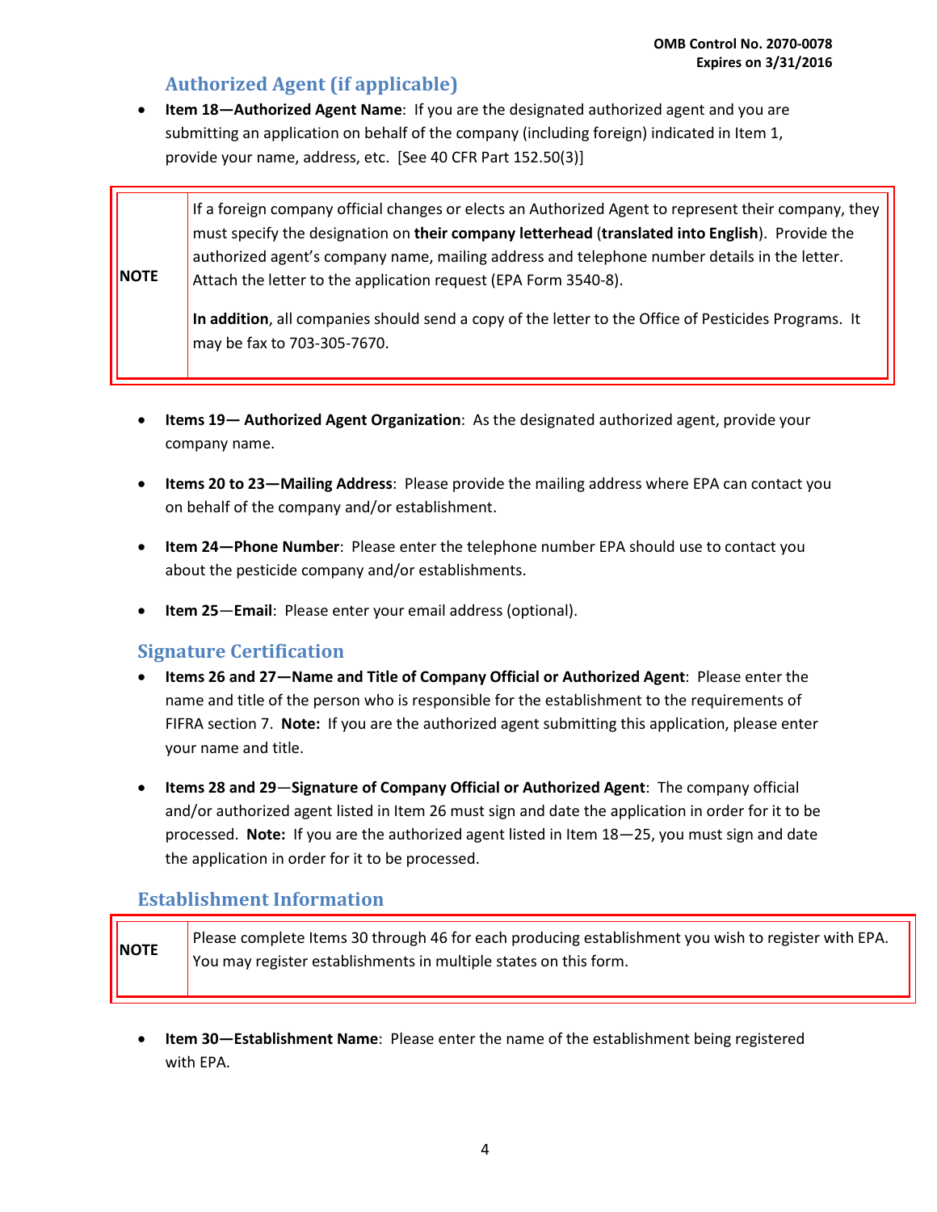## Authorized Agent (if applicable)

- **Item 18—Authorized Agent Name**: If you are the designated authorized agent and you are submitting an application on behalf of the company (including foreign) indicated in Item 1, provide your name, address, etc. [See 40 CFR Part 152.50(3)]

| | |
|---|---|
| **NOTE** | If a foreign company official changes or elects an Authorized Agent to represent their company, they must specify the designation on **their company letterhead** (**translated into English**). Provide the authorized agent's company name, mailing address and telephone number details in the letter. Attach the letter to the application request (EPA Form 3540-8).<br><br>**In addition**, all companies should send a copy of the letter to the Office of Pesticides Programs. It may be fax to 703-305-7670. |

- **Items 19— Authorized Agent Organization**: As the designated authorized agent, provide your company name.

- **Items 20 to 23—Mailing Address**: Please provide the mailing address where EPA can contact you on behalf of the company and/or establishment.

- **Item 24—Phone Number**: Please enter the telephone number EPA should use to contact you about the pesticide company and/or establishments.

- **Item 25**—**Email**: Please enter your email address (optional).

## Signature Certification

- **Items 26 and 27—Name and Title of Company Official or Authorized Agent**: Please enter the name and title of the person who is responsible for the establishment to the requirements of FIFRA section 7. **Note:** If you are the authorized agent submitting this application, please enter your name and title.

- **Items 28 and 29**—**Signature of Company Official or Authorized Agent**: The company official and/or authorized agent listed in Item 26 must sign and date the application in order for it to be processed. **Note:** If you are the authorized agent listed in Item 18—25, you must sign and date the application in order for it to be processed.

## Establishment Information

| | |
|---|---|
| **NOTE** | Please complete Items 30 through 46 for each producing establishment you wish to register with EPA. You may register establishments in multiple states on this form. |

- **Item 30—Establishment Name**: Please enter the name of the establishment being registered with EPA.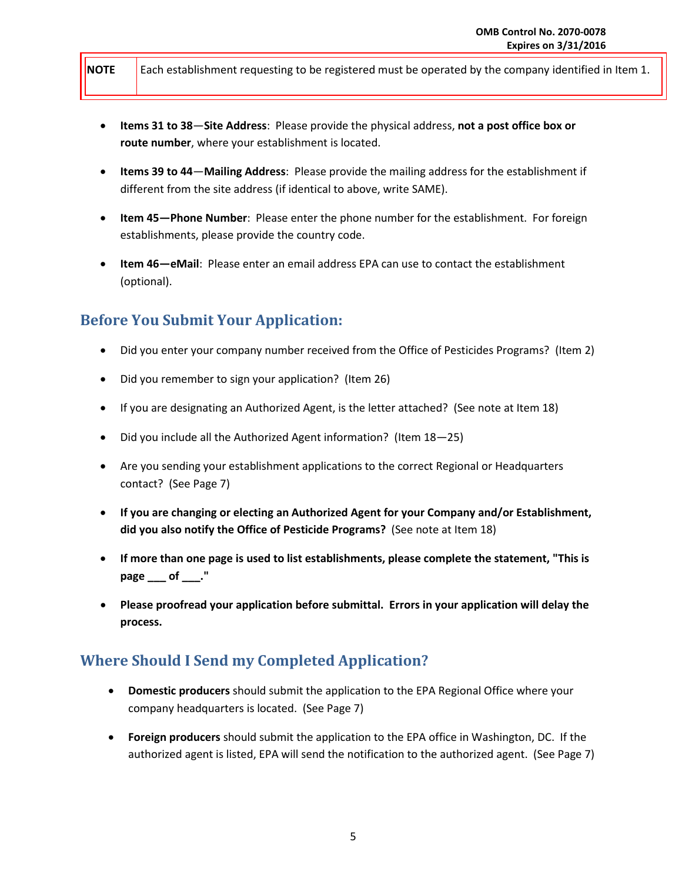| NOTE | Each establishment requesting to be registered must be operated by the company identified in Item 1. |
|---|---|

- **Items 31 to 38**—**Site Address**: Please provide the physical address, **not a post office box or route number**, where your establishment is located.
- **Items 39 to 44**—**Mailing Address**: Please provide the mailing address for the establishment if different from the site address (if identical to above, write SAME).
- **Item 45—Phone Number**: Please enter the phone number for the establishment. For foreign establishments, please provide the country code.
- **Item 46—eMail**: Please enter an email address EPA can use to contact the establishment (optional).

## Before You Submit Your Application:

- Did you enter your company number received from the Office of Pesticides Programs? (Item 2)
- Did you remember to sign your application? (Item 26)
- If you are designating an Authorized Agent, is the letter attached? (See note at Item 18)
- Did you include all the Authorized Agent information? (Item 18—25)
- Are you sending your establishment applications to the correct Regional or Headquarters contact? (See Page 7)
- **If you are changing or electing an Authorized Agent for your Company and/or Establishment, did you also notify the Office of Pesticide Programs?** (See note at Item 18)
- **If more than one page is used to list establishments, please complete the statement, "This is page ___ of ___."**
- **Please proofread your application before submittal. Errors in your application will delay the process.**

## Where Should I Send my Completed Application?

- **Domestic producers** should submit the application to the EPA Regional Office where your company headquarters is located. (See Page 7)
- **Foreign producers** should submit the application to the EPA office in Washington, DC. If the authorized agent is listed, EPA will send the notification to the authorized agent. (See Page 7)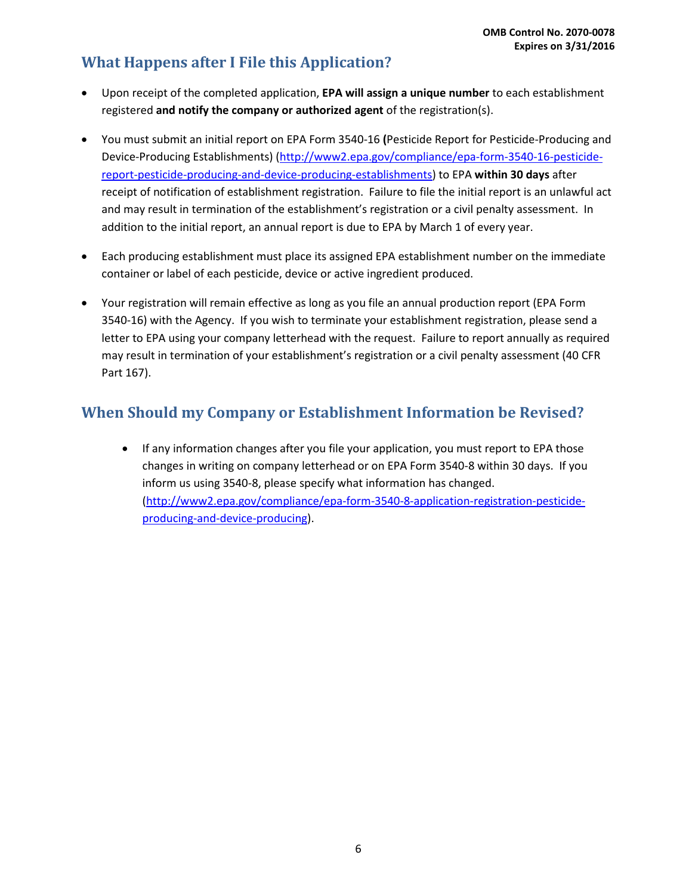## What Happens after I File this Application?

- Upon receipt of the completed application, **EPA will assign a unique number** to each establishment registered **and notify the company or authorized agent** of the registration(s).

- You must submit an initial report on EPA Form 3540-16 **(**Pesticide Report for Pesticide-Producing and Device-Producing Establishments) (http://www2.epa.gov/compliance/epa-form-3540-16-pesticide-report-pesticide-producing-and-device-producing-establishments) to EPA **within 30 days** after receipt of notification of establishment registration. Failure to file the initial report is an unlawful act and may result in termination of the establishment's registration or a civil penalty assessment. In addition to the initial report, an annual report is due to EPA by March 1 of every year.

- Each producing establishment must place its assigned EPA establishment number on the immediate container or label of each pesticide, device or active ingredient produced.

- Your registration will remain effective as long as you file an annual production report (EPA Form 3540-16) with the Agency. If you wish to terminate your establishment registration, please send a letter to EPA using your company letterhead with the request. Failure to report annually as required may result in termination of your establishment's registration or a civil penalty assessment (40 CFR Part 167).

## When Should my Company or Establishment Information be Revised?

- If any information changes after you file your application, you must report to EPA those changes in writing on company letterhead or on EPA Form 3540-8 within 30 days. If you inform us using 3540-8, please specify what information has changed. (http://www2.epa.gov/compliance/epa-form-3540-8-application-registration-pesticide-producing-and-device-producing).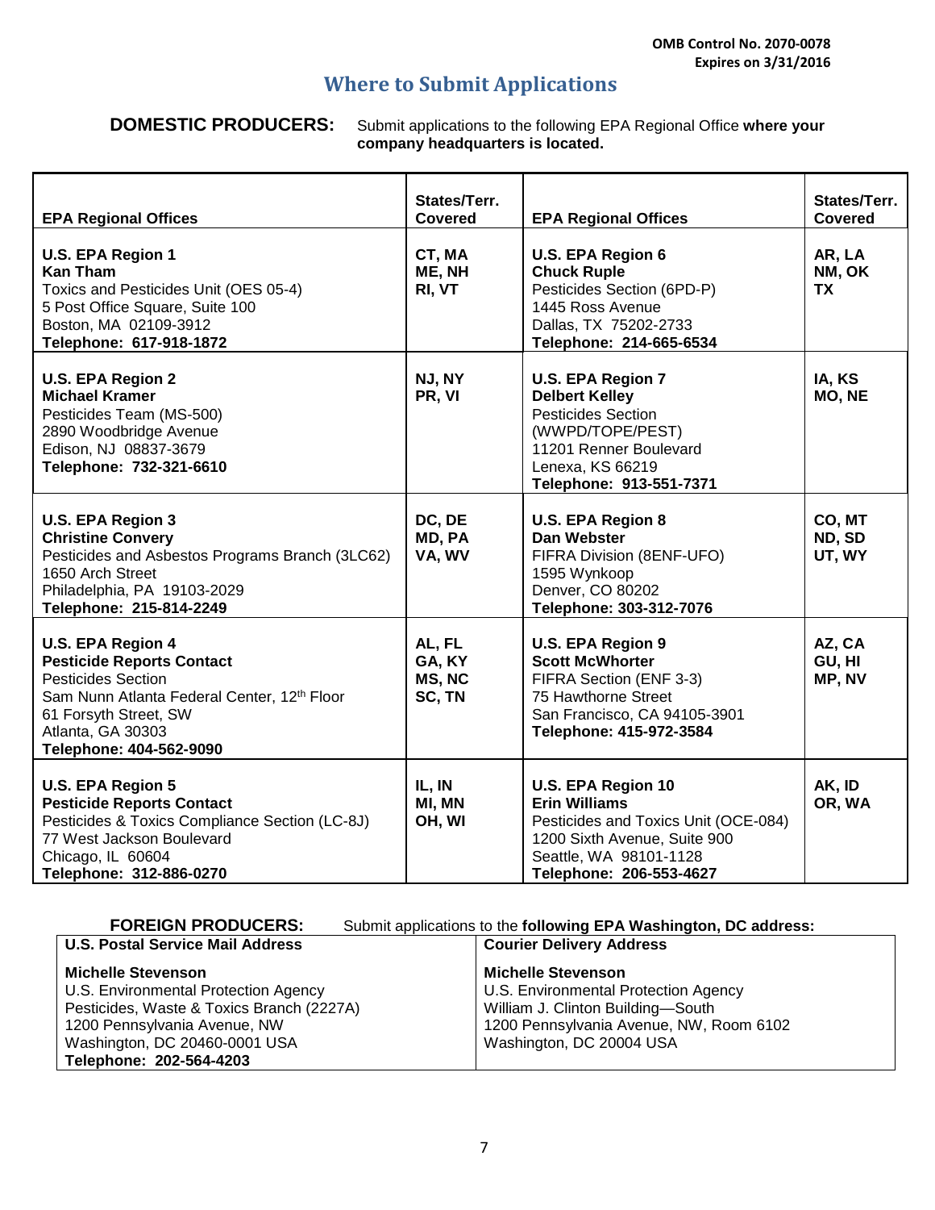OMB Control No. 2070-0078
Expires on 3/31/2016

# Where to Submit Applications

**DOMESTIC PRODUCERS:** Submit applications to the following EPA Regional Office **where your company headquarters is located.**

| EPA Regional Offices | States/Terr. Covered | EPA Regional Offices | States/Terr. Covered |
|---|---|---|---|
| **U.S. EPA Region 1**<br>**Kan Tham**<br>Toxics and Pesticides Unit (OES 05-4)<br>5 Post Office Square, Suite 100<br>Boston, MA 02109-3912<br>**Telephone: 617-918-1872** | **CT, MA<br>ME, NH<br>RI, VT** | **U.S. EPA Region 6**<br>**Chuck Ruple**<br>Pesticides Section (6PD-P)<br>1445 Ross Avenue<br>Dallas, TX 75202-2733<br>**Telephone: 214-665-6534** | **AR, LA<br>NM, OK<br>TX** |
| **U.S. EPA Region 2**<br>**Michael Kramer**<br>Pesticides Team (MS-500)<br>2890 Woodbridge Avenue<br>Edison, NJ 08837-3679<br>**Telephone: 732-321-6610** | **NJ, NY<br>PR, VI** | **U.S. EPA Region 7**<br>**Delbert Kelley**<br>Pesticides Section<br>(WWPD/TOPE/PEST)<br>11201 Renner Boulevard<br>Lenexa, KS 66219<br>**Telephone: 913-551-7371** | **IA, KS<br>MO, NE** |
| **U.S. EPA Region 3**<br>**Christine Convery**<br>Pesticides and Asbestos Programs Branch (3LC62)<br>1650 Arch Street<br>Philadelphia, PA 19103-2029<br>**Telephone: 215-814-2249** | **DC, DE<br>MD, PA<br>VA, WV** | **U.S. EPA Region 8**<br>**Dan Webster**<br>FIFRA Division (8ENF-UFO)<br>1595 Wynkoop<br>Denver, CO 80202<br>**Telephone: 303-312-7076** | **CO, MT<br>ND, SD<br>UT, WY** |
| **U.S. EPA Region 4**<br>**Pesticide Reports Contact**<br>Pesticides Section<br>Sam Nunn Atlanta Federal Center, 12th Floor<br>61 Forsyth Street, SW<br>Atlanta, GA 30303<br>**Telephone: 404-562-9090** | **AL, FL<br>GA, KY<br>MS, NC<br>SC, TN** | **U.S. EPA Region 9**<br>**Scott McWhorter**<br>FIFRA Section (ENF 3-3)<br>75 Hawthorne Street<br>San Francisco, CA 94105-3901<br>**Telephone: 415-972-3584** | **AZ, CA<br>GU, HI<br>MP, NV** |
| **U.S. EPA Region 5**<br>**Pesticide Reports Contact**<br>Pesticides & Toxics Compliance Section (LC-8J)<br>77 West Jackson Boulevard<br>Chicago, IL 60604<br>**Telephone: 312-886-0270** | **IL, IN<br>MI, MN<br>OH, WI** | **U.S. EPA Region 10**<br>**Erin Williams**<br>Pesticides and Toxics Unit (OCE-084)<br>1200 Sixth Avenue, Suite 900<br>Seattle, WA 98101-1128<br>**Telephone: 206-553-4627** | **AK, ID<br>OR, WA** |

**FOREIGN PRODUCERS:** Submit applications to the **following EPA Washington, DC address:**

| U.S. Postal Service Mail Address | Courier Delivery Address |
|---|---|
| **Michelle Stevenson**<br>U.S. Environmental Protection Agency<br>Pesticides, Waste & Toxics Branch (2227A)<br>1200 Pennsylvania Avenue, NW<br>Washington, DC 20460-0001 USA<br>**Telephone: 202-564-4203** | **Michelle Stevenson**<br>U.S. Environmental Protection Agency<br>William J. Clinton Building—South<br>1200 Pennsylvania Avenue, NW, Room 6102<br>Washington, DC 20004 USA |